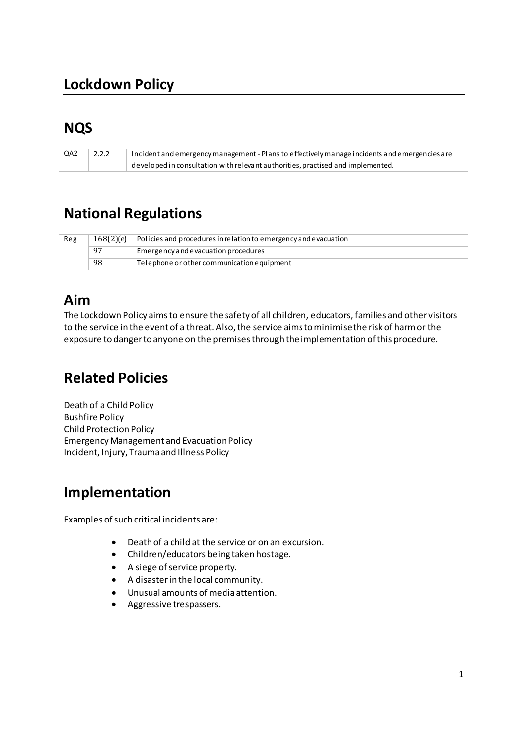# Lockdown Policy

## NQS

| QA2 | 2.2.2 | Incident and emergency management - Plans to effectively manage incidents and emergencies are developed in consultation with relevant authorities, practised and implemented. |
|---|---|---|

## National Regulations

| Reg | 168(2)(e) | Policies and procedures in relation to emergency and evacuation |
|---|---|---|
| | 97 | Emergency and evacuation procedures |
| | 98 | Telephone or other communication equipment |

## Aim

The Lockdown Policy aims to ensure the safety of all children, educators, families and other visitors to the service in the event of a threat. Also, the service aims to minimise the risk of harm or the exposure to danger to anyone on the premises through the implementation of this procedure.

## Related Policies

Death of a Child Policy
Bushfire Policy
Child Protection Policy
Emergency Management and Evacuation Policy
Incident, Injury, Trauma and Illness Policy

## Implementation

Examples of such critical incidents are:

- Death of a child at the service or on an excursion.
- Children/educators being taken hostage.
- A siege of service property.
- A disaster in the local community.
- Unusual amounts of media attention.
- Aggressive trespassers.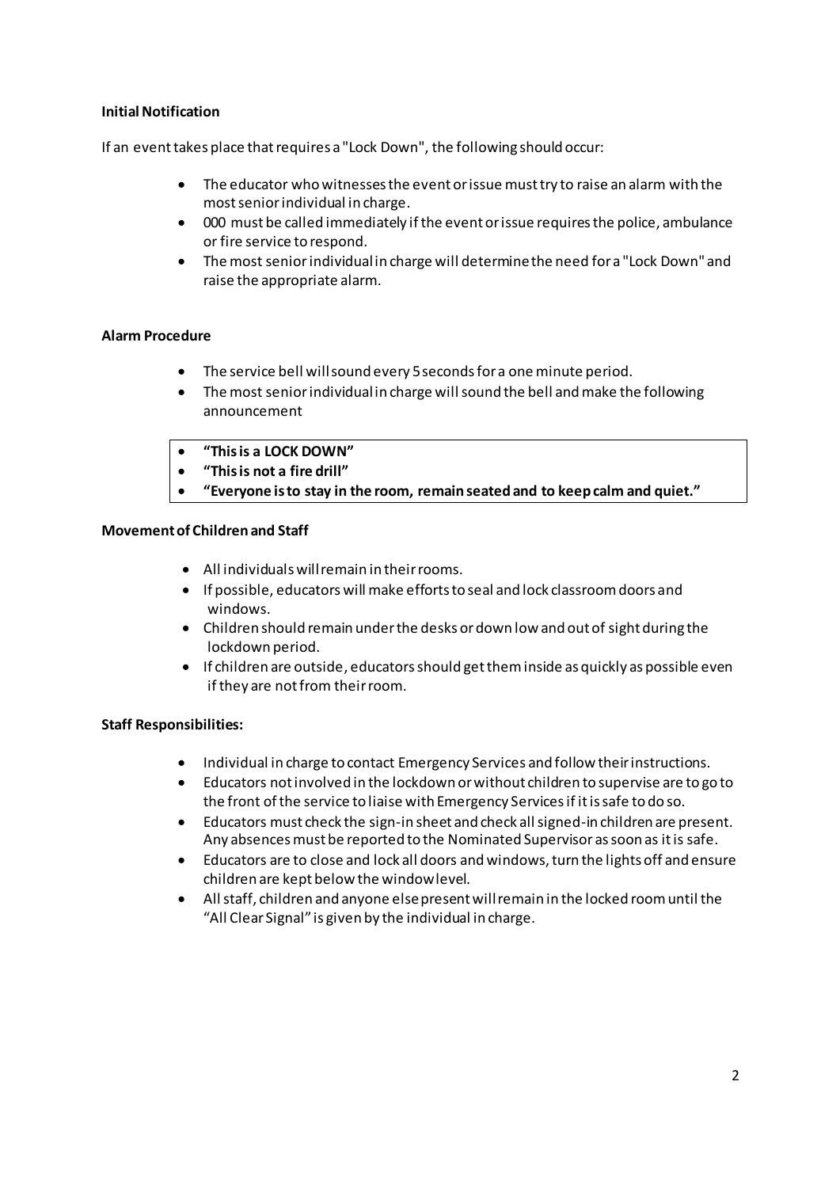**Initial Notification**

If an event takes place that requires a "Lock Down", the following should occur:

- The educator who witnesses the event or issue must try to raise an alarm with the most senior individual in charge.
- 000 must be called immediately if the event or issue requires the police, ambulance or fire service to respond.
- The most senior individual in charge will determine the need for a "Lock Down" and raise the appropriate alarm.

**Alarm Procedure**

- The service bell will sound every 5 seconds for a one minute period.
- The most senior individual in charge will sound the bell and make the following announcement

- **"This is a LOCK DOWN"**
- **"This is not a fire drill"**
- **"Everyone is to stay in the room, remain seated and to keep calm and quiet."**

**Movement of Children and Staff**

- All individuals will remain in their rooms.
- If possible, educators will make efforts to seal and lock classroom doors and windows.
- Children should remain under the desks or down low and out of sight during the lockdown period.
- If children are outside, educators should get them inside as quickly as possible even if they are not from their room.

**Staff Responsibilities:**

- Individual in charge to contact Emergency Services and follow their instructions.
- Educators not involved in the lockdown or without children to supervise are to go to the front of the service to liaise with Emergency Services if it is safe to do so.
- Educators must check the sign-in sheet and check all signed-in children are present. Any absences must be reported to the Nominated Supervisor as soon as it is safe.
- Educators are to close and lock all doors and windows, turn the lights off and ensure children are kept below the window level.
- All staff, children and anyone else present will remain in the locked room until the "All Clear Signal" is given by the individual in charge.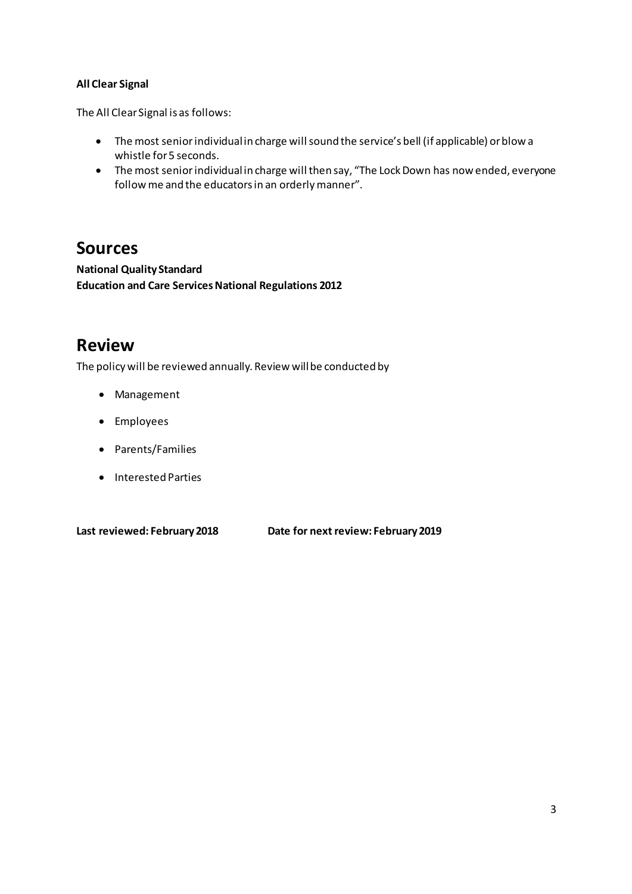**All Clear Signal**

The All Clear Signal is as follows:

- The most senior individual in charge will sound the service's bell (if applicable) or blow a whistle for 5 seconds.
- The most senior individual in charge will then say, "The Lock Down has now ended, everyone follow me and the educators in an orderly manner".

# Sources

**National Quality Standard**
**Education and Care Services National Regulations 2012**

# Review

The policy will be reviewed annually. Review will be conducted by

- Management
- Employees
- Parents/Families
- Interested Parties

**Last reviewed: February 2018** **Date for next review: February 2019**